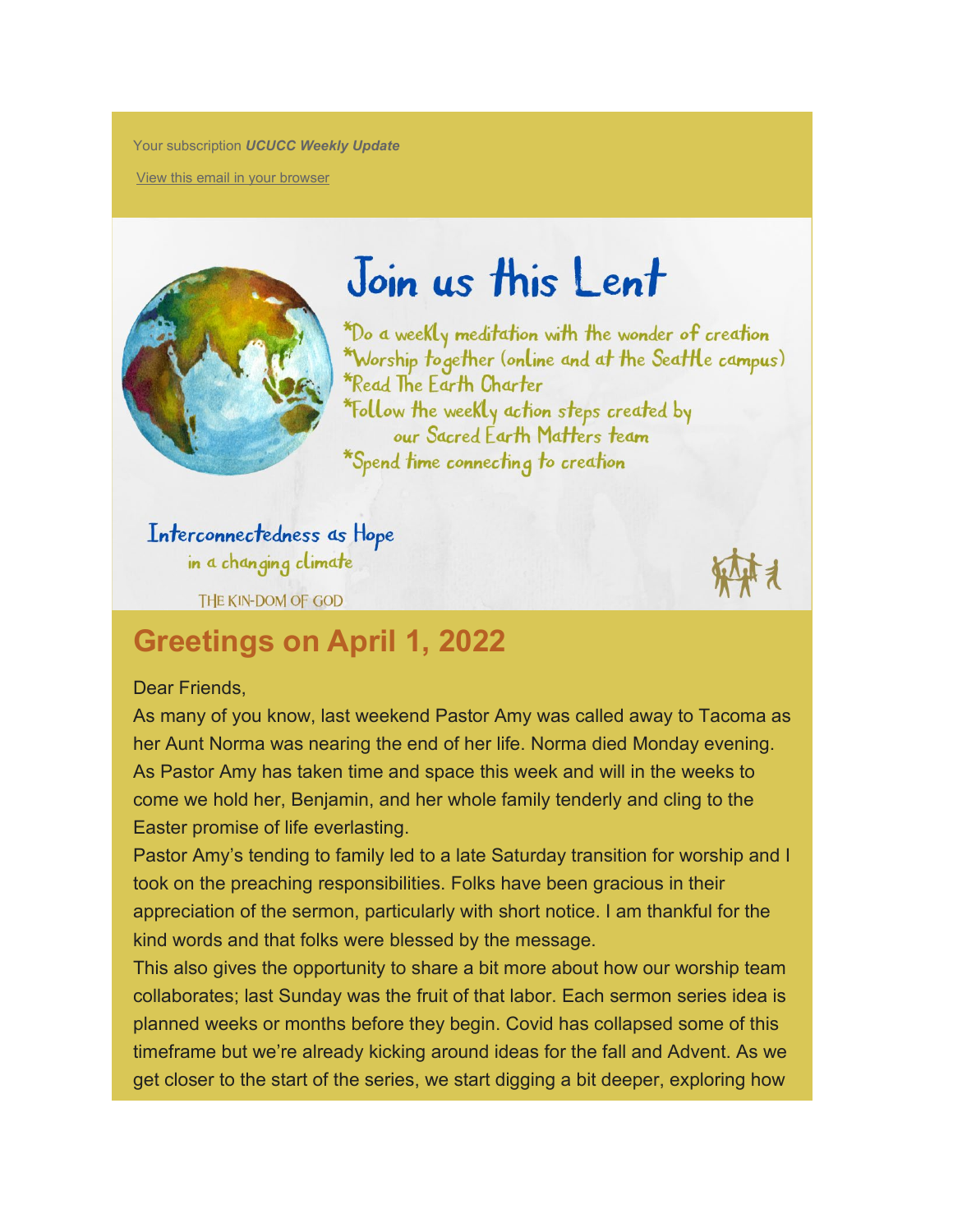Your subscription ***UCUCC Weekly Update***

View this email in your browser

# Join us this Lent

*Do a weekly meditation with the wonder of creation
*Worship together (online and at the Seattle campus)
*Read The Earth Charter
*Follow the weekly action steps created by our Sacred Earth Matters team
*Spend time connecting to creation

Interconnectedness as Hope
in a changing climate

THE KIN-DOM OF GOD

## Greetings on April 1, 2022

Dear Friends,

As many of you know, last weekend Pastor Amy was called away to Tacoma as her Aunt Norma was nearing the end of her life. Norma died Monday evening. As Pastor Amy has taken time and space this week and will in the weeks to come we hold her, Benjamin, and her whole family tenderly and cling to the Easter promise of life everlasting.

Pastor Amy's tending to family led to a late Saturday transition for worship and I took on the preaching responsibilities. Folks have been gracious in their appreciation of the sermon, particularly with short notice. I am thankful for the kind words and that folks were blessed by the message.

This also gives the opportunity to share a bit more about how our worship team collaborates; last Sunday was the fruit of that labor. Each sermon series idea is planned weeks or months before they begin. Covid has collapsed some of this timeframe but we're already kicking around ideas for the fall and Advent. As we get closer to the start of the series, we start digging a bit deeper, exploring how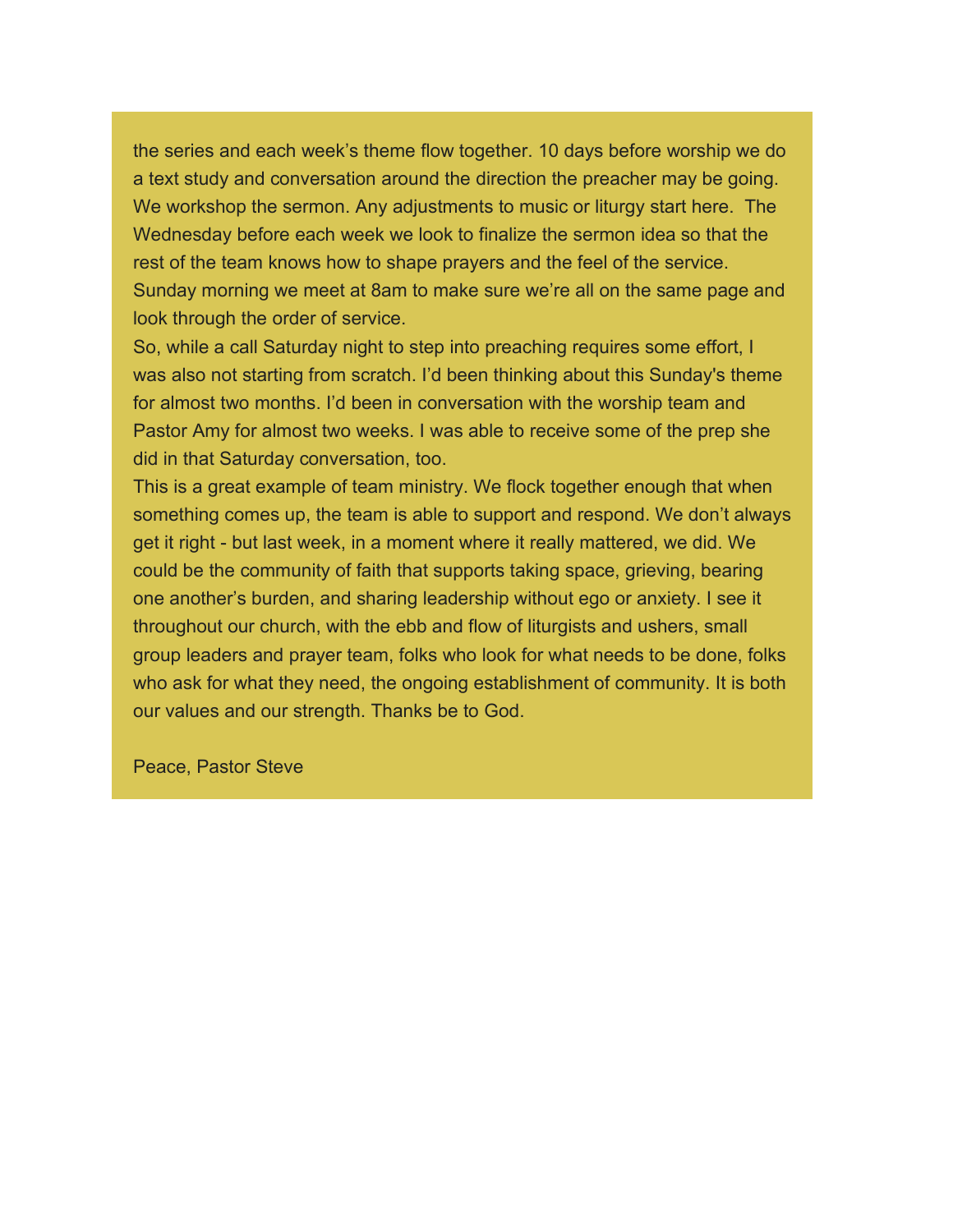the series and each week's theme flow together. 10 days before worship we do a text study and conversation around the direction the preacher may be going. We workshop the sermon. Any adjustments to music or liturgy start here. The Wednesday before each week we look to finalize the sermon idea so that the rest of the team knows how to shape prayers and the feel of the service. Sunday morning we meet at 8am to make sure we're all on the same page and look through the order of service.

So, while a call Saturday night to step into preaching requires some effort, I was also not starting from scratch. I'd been thinking about this Sunday's theme for almost two months. I'd been in conversation with the worship team and Pastor Amy for almost two weeks. I was able to receive some of the prep she did in that Saturday conversation, too.

This is a great example of team ministry. We flock together enough that when something comes up, the team is able to support and respond. We don't always get it right - but last week, in a moment where it really mattered, we did. We could be the community of faith that supports taking space, grieving, bearing one another's burden, and sharing leadership without ego or anxiety. I see it throughout our church, with the ebb and flow of liturgists and ushers, small group leaders and prayer team, folks who look for what needs to be done, folks who ask for what they need, the ongoing establishment of community. It is both our values and our strength. Thanks be to God.

Peace, Pastor Steve